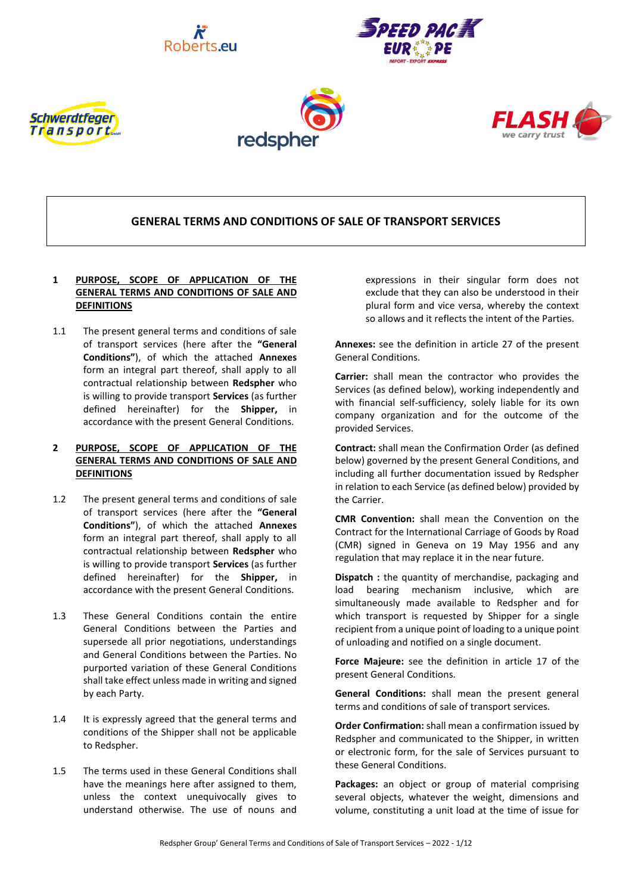# GENERAL TERMS AND CONDITIONS OF SALE OF TRANSPORT SERVICES

## 1 PURPOSE, SCOPE OF APPLICATION OF THE GENERAL TERMS AND CONDITIONS OF SALE AND DEFINITIONS

1.1 The present general terms and conditions of sale of transport services (here after the **"General Conditions"**), of which the attached **Annexes** form an integral part thereof, shall apply to all contractual relationship between **Redspher** who is willing to provide transport **Services** (as further defined hereinafter) for the **Shipper,** in accordance with the present General Conditions.

## 2 PURPOSE, SCOPE OF APPLICATION OF THE GENERAL TERMS AND CONDITIONS OF SALE AND DEFINITIONS

1.2 The present general terms and conditions of sale of transport services (here after the **"General Conditions"**), of which the attached **Annexes** form an integral part thereof, shall apply to all contractual relationship between **Redspher** who is willing to provide transport **Services** (as further defined hereinafter) for the **Shipper,** in accordance with the present General Conditions.

1.3 These General Conditions contain the entire General Conditions between the Parties and supersede all prior negotiations, understandings and General Conditions between the Parties. No purported variation of these General Conditions shall take effect unless made in writing and signed by each Party.

1.4 It is expressly agreed that the general terms and conditions of the Shipper shall not be applicable to Redspher.

1.5 The terms used in these General Conditions shall have the meanings here after assigned to them, unless the context unequivocally gives to understand otherwise. The use of nouns and expressions in their singular form does not exclude that they can also be understood in their plural form and vice versa, whereby the context so allows and it reflects the intent of the Parties.

**Annexes:** see the definition in article 27 of the present General Conditions.

**Carrier:** shall mean the contractor who provides the Services (as defined below), working independently and with financial self-sufficiency, solely liable for its own company organization and for the outcome of the provided Services.

**Contract:** shall mean the Confirmation Order (as defined below) governed by the present General Conditions, and including all further documentation issued by Redspher in relation to each Service (as defined below) provided by the Carrier.

**CMR Convention:** shall mean the Convention on the Contract for the International Carriage of Goods by Road (CMR) signed in Geneva on 19 May 1956 and any regulation that may replace it in the near future.

**Dispatch :** the quantity of merchandise, packaging and load bearing mechanism inclusive, which are simultaneously made available to Redspher and for which transport is requested by Shipper for a single recipient from a unique point of loading to a unique point of unloading and notified on a single document.

**Force Majeure:** see the definition in article 17 of the present General Conditions.

**General Conditions:** shall mean the present general terms and conditions of sale of transport services.

**Order Confirmation:** shall mean a confirmation issued by Redspher and communicated to the Shipper, in written or electronic form, for the sale of Services pursuant to these General Conditions.

**Packages:** an object or group of material comprising several objects, whatever the weight, dimensions and volume, constituting a unit load at the time of issue for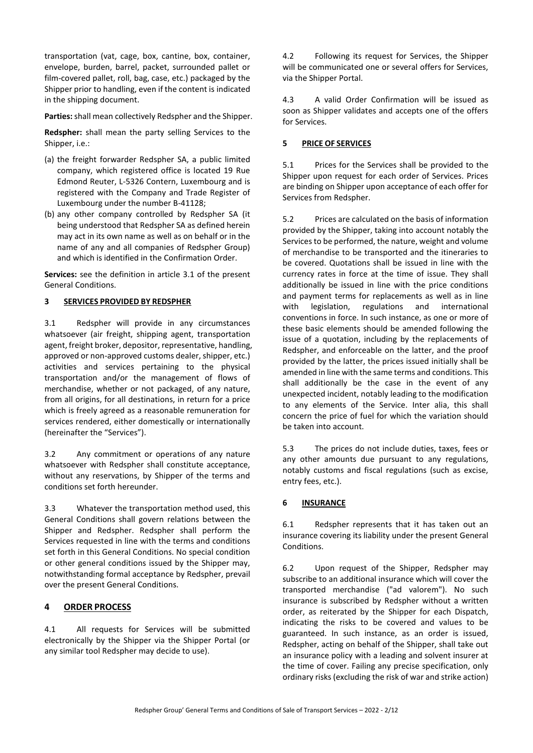transportation (vat, cage, box, cantine, box, container, envelope, burden, barrel, packet, surrounded pallet or film-covered pallet, roll, bag, case, etc.) packaged by the Shipper prior to handling, even if the content is indicated in the shipping document.

**Parties:** shall mean collectively Redspher and the Shipper.

**Redspher:** shall mean the party selling Services to the Shipper, i.e.:

(a) the freight forwarder Redspher SA, a public limited company, which registered office is located 19 Rue Edmond Reuter, L-5326 Contern, Luxembourg and is registered with the Company and Trade Register of Luxembourg under the number B-41128;

(b) any other company controlled by Redspher SA (it being understood that Redspher SA as defined herein may act in its own name as well as on behalf or in the name of any and all companies of Redspher Group) and which is identified in the Confirmation Order.

**Services:** see the definition in article 3.1 of the present General Conditions.

## 3 SERVICES PROVIDED BY REDSPHER

3.1 Redspher will provide in any circumstances whatsoever (air freight, shipping agent, transportation agent, freight broker, depositor, representative, handling, approved or non-approved customs dealer, shipper, etc.) activities and services pertaining to the physical transportation and/or the management of flows of merchandise, whether or not packaged, of any nature, from all origins, for all destinations, in return for a price which is freely agreed as a reasonable remuneration for services rendered, either domestically or internationally (hereinafter the "Services").

3.2 Any commitment or operations of any nature whatsoever with Redspher shall constitute acceptance, without any reservations, by Shipper of the terms and conditions set forth hereunder.

3.3 Whatever the transportation method used, this General Conditions shall govern relations between the Shipper and Redspher. Redspher shall perform the Services requested in line with the terms and conditions set forth in this General Conditions. No special condition or other general conditions issued by the Shipper may, notwithstanding formal acceptance by Redspher, prevail over the present General Conditions.

## 4 ORDER PROCESS

4.1 All requests for Services will be submitted electronically by the Shipper via the Shipper Portal (or any similar tool Redspher may decide to use).

4.2 Following its request for Services, the Shipper will be communicated one or several offers for Services, via the Shipper Portal.

4.3 A valid Order Confirmation will be issued as soon as Shipper validates and accepts one of the offers for Services.

## 5 PRICE OF SERVICES

5.1 Prices for the Services shall be provided to the Shipper upon request for each order of Services. Prices are binding on Shipper upon acceptance of each offer for Services from Redspher.

5.2 Prices are calculated on the basis of information provided by the Shipper, taking into account notably the Services to be performed, the nature, weight and volume of merchandise to be transported and the itineraries to be covered. Quotations shall be issued in line with the currency rates in force at the time of issue. They shall additionally be issued in line with the price conditions and payment terms for replacements as well as in line with legislation, regulations and international conventions in force. In such instance, as one or more of these basic elements should be amended following the issue of a quotation, including by the replacements of Redspher, and enforceable on the latter, and the proof provided by the latter, the prices issued initially shall be amended in line with the same terms and conditions. This shall additionally be the case in the event of any unexpected incident, notably leading to the modification to any elements of the Service. Inter alia, this shall concern the price of fuel for which the variation should be taken into account.

5.3 The prices do not include duties, taxes, fees or any other amounts due pursuant to any regulations, notably customs and fiscal regulations (such as excise, entry fees, etc.).

## 6 INSURANCE

6.1 Redspher represents that it has taken out an insurance covering its liability under the present General Conditions.

6.2 Upon request of the Shipper, Redspher may subscribe to an additional insurance which will cover the transported merchandise ("ad valorem"). No such insurance is subscribed by Redspher without a written order, as reiterated by the Shipper for each Dispatch, indicating the risks to be covered and values to be guaranteed. In such instance, as an order is issued, Redspher, acting on behalf of the Shipper, shall take out an insurance policy with a leading and solvent insurer at the time of cover. Failing any precise specification, only ordinary risks (excluding the risk of war and strike action)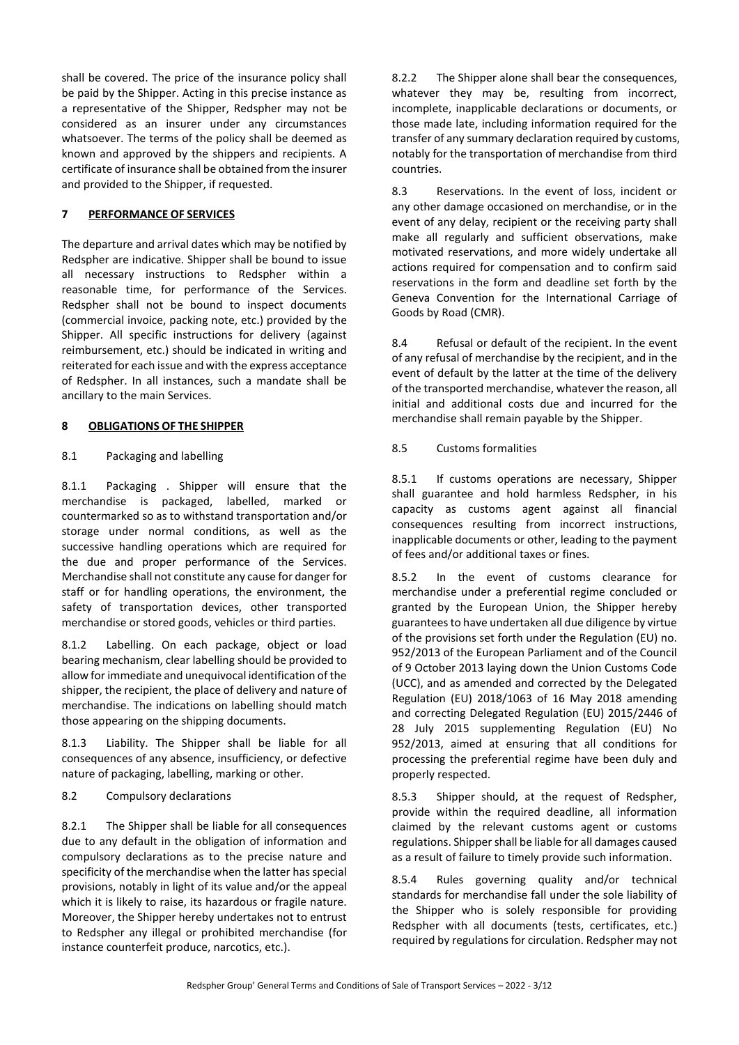shall be covered. The price of the insurance policy shall be paid by the Shipper. Acting in this precise instance as a representative of the Shipper, Redspher may not be considered as an insurer under any circumstances whatsoever. The terms of the policy shall be deemed as known and approved by the shippers and recipients. A certificate of insurance shall be obtained from the insurer and provided to the Shipper, if requested.

## 7 PERFORMANCE OF SERVICES

The departure and arrival dates which may be notified by Redspher are indicative. Shipper shall be bound to issue all necessary instructions to Redspher within a reasonable time, for performance of the Services. Redspher shall not be bound to inspect documents (commercial invoice, packing note, etc.) provided by the Shipper. All specific instructions for delivery (against reimbursement, etc.) should be indicated in writing and reiterated for each issue and with the express acceptance of Redspher. In all instances, such a mandate shall be ancillary to the main Services.

## 8 OBLIGATIONS OF THE SHIPPER

8.1 Packaging and labelling

8.1.1 Packaging . Shipper will ensure that the merchandise is packaged, labelled, marked or countermarked so as to withstand transportation and/or storage under normal conditions, as well as the successive handling operations which are required for the due and proper performance of the Services. Merchandise shall not constitute any cause for danger for staff or for handling operations, the environment, the safety of transportation devices, other transported merchandise or stored goods, vehicles or third parties.

8.1.2 Labelling. On each package, object or load bearing mechanism, clear labelling should be provided to allow for immediate and unequivocal identification of the shipper, the recipient, the place of delivery and nature of merchandise. The indications on labelling should match those appearing on the shipping documents.

8.1.3 Liability. The Shipper shall be liable for all consequences of any absence, insufficiency, or defective nature of packaging, labelling, marking or other.

8.2 Compulsory declarations

8.2.1 The Shipper shall be liable for all consequences due to any default in the obligation of information and compulsory declarations as to the precise nature and specificity of the merchandise when the latter has special provisions, notably in light of its value and/or the appeal which it is likely to raise, its hazardous or fragile nature. Moreover, the Shipper hereby undertakes not to entrust to Redspher any illegal or prohibited merchandise (for instance counterfeit produce, narcotics, etc.).

8.2.2 The Shipper alone shall bear the consequences, whatever they may be, resulting from incorrect, incomplete, inapplicable declarations or documents, or those made late, including information required for the transfer of any summary declaration required by customs, notably for the transportation of merchandise from third countries.

8.3 Reservations. In the event of loss, incident or any other damage occasioned on merchandise, or in the event of any delay, recipient or the receiving party shall make all regularly and sufficient observations, make motivated reservations, and more widely undertake all actions required for compensation and to confirm said reservations in the form and deadline set forth by the Geneva Convention for the International Carriage of Goods by Road (CMR).

8.4 Refusal or default of the recipient. In the event of any refusal of merchandise by the recipient, and in the event of default by the latter at the time of the delivery of the transported merchandise, whatever the reason, all initial and additional costs due and incurred for the merchandise shall remain payable by the Shipper.

8.5 Customs formalities

8.5.1 If customs operations are necessary, Shipper shall guarantee and hold harmless Redspher, in his capacity as customs agent against all financial consequences resulting from incorrect instructions, inapplicable documents or other, leading to the payment of fees and/or additional taxes or fines.

8.5.2 In the event of customs clearance for merchandise under a preferential regime concluded or granted by the European Union, the Shipper hereby guarantees to have undertaken all due diligence by virtue of the provisions set forth under the Regulation (EU) no. 952/2013 of the European Parliament and of the Council of 9 October 2013 laying down the Union Customs Code (UCC), and as amended and corrected by the Delegated Regulation (EU) 2018/1063 of 16 May 2018 amending and correcting Delegated Regulation (EU) 2015/2446 of 28 July 2015 supplementing Regulation (EU) No 952/2013, aimed at ensuring that all conditions for processing the preferential regime have been duly and properly respected.

8.5.3 Shipper should, at the request of Redspher, provide within the required deadline, all information claimed by the relevant customs agent or customs regulations. Shipper shall be liable for all damages caused as a result of failure to timely provide such information.

8.5.4 Rules governing quality and/or technical standards for merchandise fall under the sole liability of the Shipper who is solely responsible for providing Redspher with all documents (tests, certificates, etc.) required by regulations for circulation. Redspher may not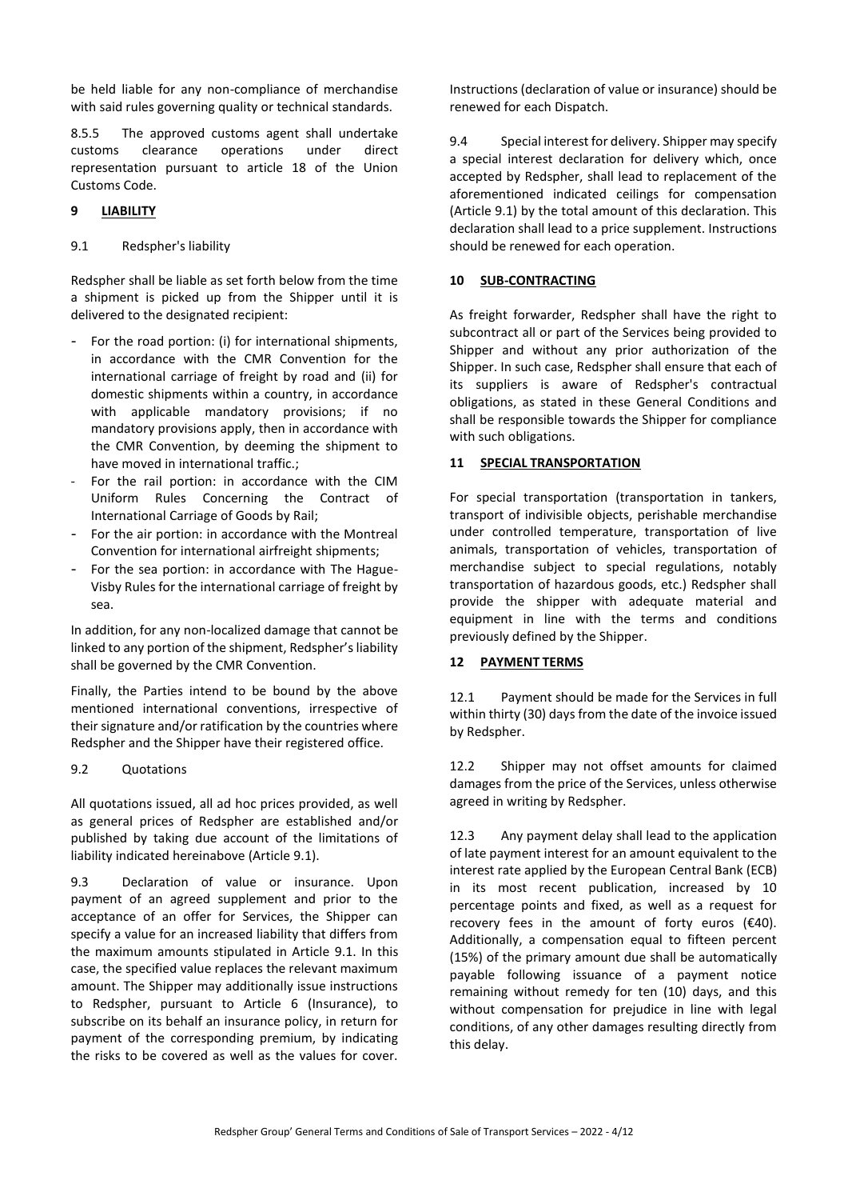be held liable for any non-compliance of merchandise with said rules governing quality or technical standards.

8.5.5 The approved customs agent shall undertake customs clearance operations under direct representation pursuant to article 18 of the Union Customs Code.

## 9 LIABILITY

9.1 Redspher's liability

Redspher shall be liable as set forth below from the time a shipment is picked up from the Shipper until it is delivered to the designated recipient:

- For the road portion: (i) for international shipments, in accordance with the CMR Convention for the international carriage of freight by road and (ii) for domestic shipments within a country, in accordance with applicable mandatory provisions; if no mandatory provisions apply, then in accordance with the CMR Convention, by deeming the shipment to have moved in international traffic.;
- For the rail portion: in accordance with the CIM Uniform Rules Concerning the Contract of International Carriage of Goods by Rail;
- For the air portion: in accordance with the Montreal Convention for international airfreight shipments;
- For the sea portion: in accordance with The Hague-Visby Rules for the international carriage of freight by sea.

In addition, for any non-localized damage that cannot be linked to any portion of the shipment, Redspher's liability shall be governed by the CMR Convention.

Finally, the Parties intend to be bound by the above mentioned international conventions, irrespective of their signature and/or ratification by the countries where Redspher and the Shipper have their registered office.

9.2 Quotations

All quotations issued, all ad hoc prices provided, as well as general prices of Redspher are established and/or published by taking due account of the limitations of liability indicated hereinabove (Article 9.1).

9.3 Declaration of value or insurance. Upon payment of an agreed supplement and prior to the acceptance of an offer for Services, the Shipper can specify a value for an increased liability that differs from the maximum amounts stipulated in Article 9.1. In this case, the specified value replaces the relevant maximum amount. The Shipper may additionally issue instructions to Redspher, pursuant to Article 6 (Insurance), to subscribe on its behalf an insurance policy, in return for payment of the corresponding premium, by indicating the risks to be covered as well as the values for cover. Instructions (declaration of value or insurance) should be renewed for each Dispatch.

9.4 Special interest for delivery. Shipper may specify a special interest declaration for delivery which, once accepted by Redspher, shall lead to replacement of the aforementioned indicated ceilings for compensation (Article 9.1) by the total amount of this declaration. This declaration shall lead to a price supplement. Instructions should be renewed for each operation.

## 10 SUB-CONTRACTING

As freight forwarder, Redspher shall have the right to subcontract all or part of the Services being provided to Shipper and without any prior authorization of the Shipper. In such case, Redspher shall ensure that each of its suppliers is aware of Redspher's contractual obligations, as stated in these General Conditions and shall be responsible towards the Shipper for compliance with such obligations.

## 11 SPECIAL TRANSPORTATION

For special transportation (transportation in tankers, transport of indivisible objects, perishable merchandise under controlled temperature, transportation of live animals, transportation of vehicles, transportation of merchandise subject to special regulations, notably transportation of hazardous goods, etc.) Redspher shall provide the shipper with adequate material and equipment in line with the terms and conditions previously defined by the Shipper.

## 12 PAYMENT TERMS

12.1 Payment should be made for the Services in full within thirty (30) days from the date of the invoice issued by Redspher.

12.2 Shipper may not offset amounts for claimed damages from the price of the Services, unless otherwise agreed in writing by Redspher.

12.3 Any payment delay shall lead to the application of late payment interest for an amount equivalent to the interest rate applied by the European Central Bank (ECB) in its most recent publication, increased by 10 percentage points and fixed, as well as a request for recovery fees in the amount of forty euros (€40). Additionally, a compensation equal to fifteen percent (15%) of the primary amount due shall be automatically payable following issuance of a payment notice remaining without remedy for ten (10) days, and this without compensation for prejudice in line with legal conditions, of any other damages resulting directly from this delay.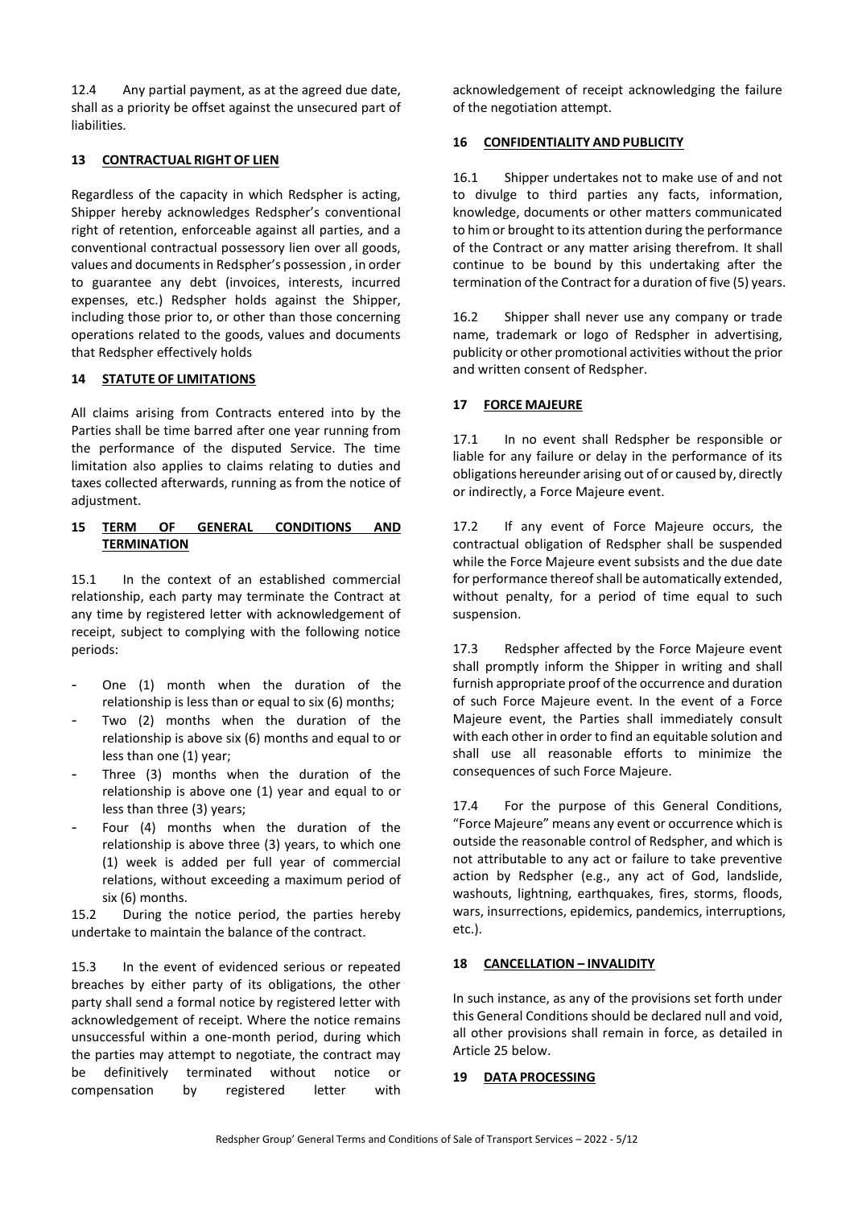12.4 Any partial payment, as at the agreed due date, shall as a priority be offset against the unsecured part of liabilities.

## 13 CONTRACTUAL RIGHT OF LIEN

Regardless of the capacity in which Redspher is acting, Shipper hereby acknowledges Redspher's conventional right of retention, enforceable against all parties, and a conventional contractual possessory lien over all goods, values and documents in Redspher's possession , in order to guarantee any debt (invoices, interests, incurred expenses, etc.) Redspher holds against the Shipper, including those prior to, or other than those concerning operations related to the goods, values and documents that Redspher effectively holds

## 14 STATUTE OF LIMITATIONS

All claims arising from Contracts entered into by the Parties shall be time barred after one year running from the performance of the disputed Service. The time limitation also applies to claims relating to duties and taxes collected afterwards, running as from the notice of adjustment.

## 15 TERM OF GENERAL CONDITIONS AND TERMINATION

15.1 In the context of an established commercial relationship, each party may terminate the Contract at any time by registered letter with acknowledgement of receipt, subject to complying with the following notice periods:

- One (1) month when the duration of the relationship is less than or equal to six (6) months;
- Two (2) months when the duration of the relationship is above six (6) months and equal to or less than one (1) year;
- Three (3) months when the duration of the relationship is above one (1) year and equal to or less than three (3) years;
- Four (4) months when the duration of the relationship is above three (3) years, to which one (1) week is added per full year of commercial relations, without exceeding a maximum period of six (6) months.

15.2 During the notice period, the parties hereby undertake to maintain the balance of the contract.

15.3 In the event of evidenced serious or repeated breaches by either party of its obligations, the other party shall send a formal notice by registered letter with acknowledgement of receipt. Where the notice remains unsuccessful within a one-month period, during which the parties may attempt to negotiate, the contract may be definitively terminated without notice or compensation by registered letter with acknowledgement of receipt acknowledging the failure of the negotiation attempt.

## 16 CONFIDENTIALITY AND PUBLICITY

16.1 Shipper undertakes not to make use of and not to divulge to third parties any facts, information, knowledge, documents or other matters communicated to him or brought to its attention during the performance of the Contract or any matter arising therefrom. It shall continue to be bound by this undertaking after the termination of the Contract for a duration of five (5) years.

16.2 Shipper shall never use any company or trade name, trademark or logo of Redspher in advertising, publicity or other promotional activities without the prior and written consent of Redspher.

## 17 FORCE MAJEURE

17.1 In no event shall Redspher be responsible or liable for any failure or delay in the performance of its obligations hereunder arising out of or caused by, directly or indirectly, a Force Majeure event.

17.2 If any event of Force Majeure occurs, the contractual obligation of Redspher shall be suspended while the Force Majeure event subsists and the due date for performance thereof shall be automatically extended, without penalty, for a period of time equal to such suspension.

17.3 Redspher affected by the Force Majeure event shall promptly inform the Shipper in writing and shall furnish appropriate proof of the occurrence and duration of such Force Majeure event. In the event of a Force Majeure event, the Parties shall immediately consult with each other in order to find an equitable solution and shall use all reasonable efforts to minimize the consequences of such Force Majeure.

17.4 For the purpose of this General Conditions, "Force Majeure" means any event or occurrence which is outside the reasonable control of Redspher, and which is not attributable to any act or failure to take preventive action by Redspher (e.g., any act of God, landslide, washouts, lightning, earthquakes, fires, storms, floods, wars, insurrections, epidemics, pandemics, interruptions, etc.).

## 18 CANCELLATION – INVALIDITY

In such instance, as any of the provisions set forth under this General Conditions should be declared null and void, all other provisions shall remain in force, as detailed in Article 25 below.

## 19 DATA PROCESSING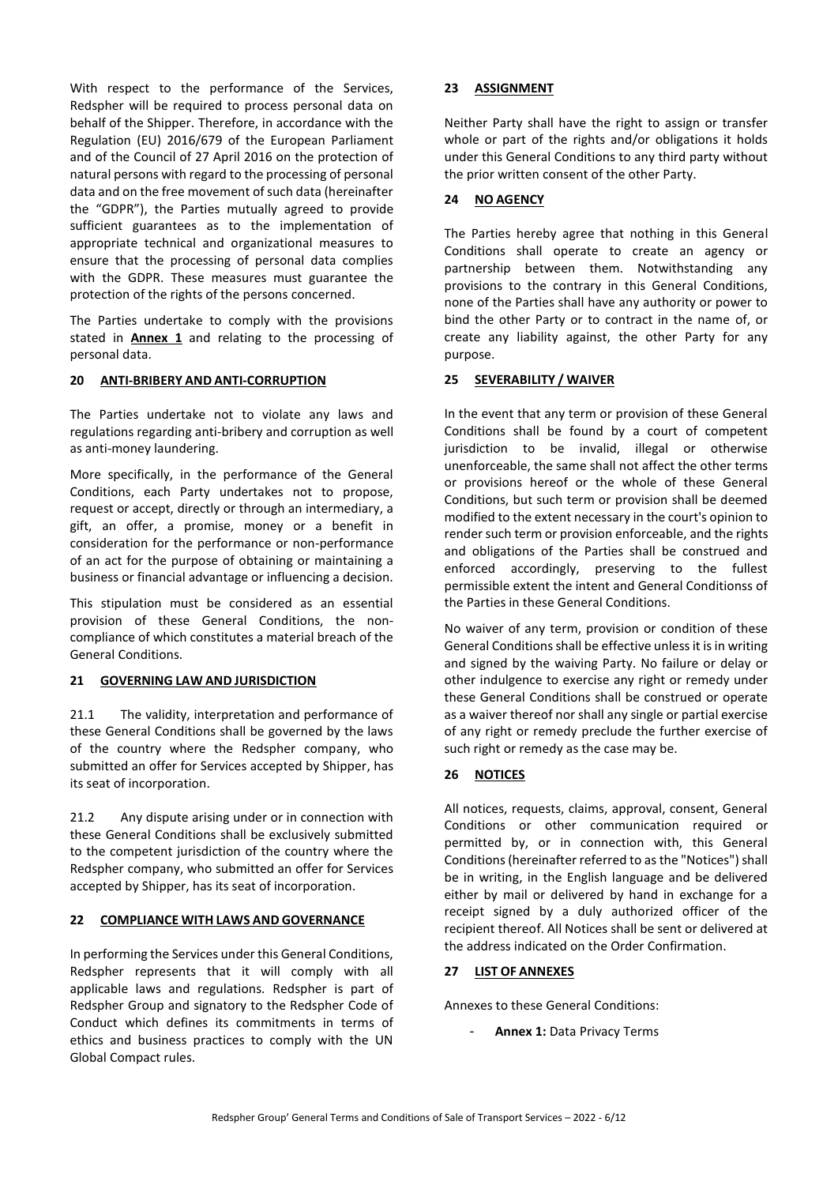With respect to the performance of the Services, Redspher will be required to process personal data on behalf of the Shipper. Therefore, in accordance with the Regulation (EU) 2016/679 of the European Parliament and of the Council of 27 April 2016 on the protection of natural persons with regard to the processing of personal data and on the free movement of such data (hereinafter the "GDPR"), the Parties mutually agreed to provide sufficient guarantees as to the implementation of appropriate technical and organizational measures to ensure that the processing of personal data complies with the GDPR. These measures must guarantee the protection of the rights of the persons concerned.

The Parties undertake to comply with the provisions stated in **Annex 1** and relating to the processing of personal data.

## 20 ANTI-BRIBERY AND ANTI-CORRUPTION

The Parties undertake not to violate any laws and regulations regarding anti-bribery and corruption as well as anti-money laundering.

More specifically, in the performance of the General Conditions, each Party undertakes not to propose, request or accept, directly or through an intermediary, a gift, an offer, a promise, money or a benefit in consideration for the performance or non-performance of an act for the purpose of obtaining or maintaining a business or financial advantage or influencing a decision.

This stipulation must be considered as an essential provision of these General Conditions, the non-compliance of which constitutes a material breach of the General Conditions.

## 21 GOVERNING LAW AND JURISDICTION

21.1 The validity, interpretation and performance of these General Conditions shall be governed by the laws of the country where the Redspher company, who submitted an offer for Services accepted by Shipper, has its seat of incorporation.

21.2 Any dispute arising under or in connection with these General Conditions shall be exclusively submitted to the competent jurisdiction of the country where the Redspher company, who submitted an offer for Services accepted by Shipper, has its seat of incorporation.

## 22 COMPLIANCE WITH LAWS AND GOVERNANCE

In performing the Services under this General Conditions, Redspher represents that it will comply with all applicable laws and regulations. Redspher is part of Redspher Group and signatory to the Redspher Code of Conduct which defines its commitments in terms of ethics and business practices to comply with the UN Global Compact rules.

## 23 ASSIGNMENT

Neither Party shall have the right to assign or transfer whole or part of the rights and/or obligations it holds under this General Conditions to any third party without the prior written consent of the other Party.

## 24 NO AGENCY

The Parties hereby agree that nothing in this General Conditions shall operate to create an agency or partnership between them. Notwithstanding any provisions to the contrary in this General Conditions, none of the Parties shall have any authority or power to bind the other Party or to contract in the name of, or create any liability against, the other Party for any purpose.

## 25 SEVERABILITY / WAIVER

In the event that any term or provision of these General Conditions shall be found by a court of competent jurisdiction to be invalid, illegal or otherwise unenforceable, the same shall not affect the other terms or provisions hereof or the whole of these General Conditions, but such term or provision shall be deemed modified to the extent necessary in the court's opinion to render such term or provision enforceable, and the rights and obligations of the Parties shall be construed and enforced accordingly, preserving to the fullest permissible extent the intent and General Conditionss of the Parties in these General Conditions.

No waiver of any term, provision or condition of these General Conditions shall be effective unless it is in writing and signed by the waiving Party. No failure or delay or other indulgence to exercise any right or remedy under these General Conditions shall be construed or operate as a waiver thereof nor shall any single or partial exercise of any right or remedy preclude the further exercise of such right or remedy as the case may be.

## 26 NOTICES

All notices, requests, claims, approval, consent, General Conditions or other communication required or permitted by, or in connection with, this General Conditions (hereinafter referred to as the "Notices") shall be in writing, in the English language and be delivered either by mail or delivered by hand in exchange for a receipt signed by a duly authorized officer of the recipient thereof. All Notices shall be sent or delivered at the address indicated on the Order Confirmation.

## 27 LIST OF ANNEXES

Annexes to these General Conditions:

- **Annex 1:** Data Privacy Terms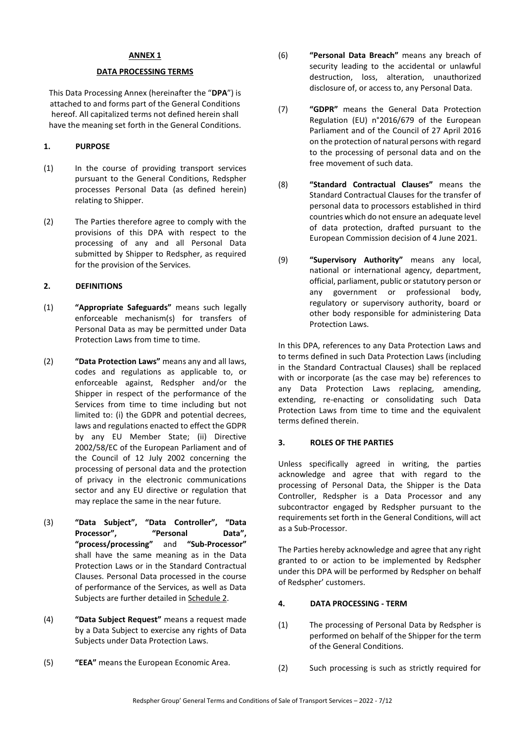## ANNEX 1

### DATA PROCESSING TERMS

This Data Processing Annex (hereinafter the "**DPA**") is attached to and forms part of the General Conditions hereof. All capitalized terms not defined herein shall have the meaning set forth in the General Conditions.

### 1. PURPOSE

(1) In the course of providing transport services pursuant to the General Conditions, Redspher processes Personal Data (as defined herein) relating to Shipper.

(2) The Parties therefore agree to comply with the provisions of this DPA with respect to the processing of any and all Personal Data submitted by Shipper to Redspher, as required for the provision of the Services.

### 2. DEFINITIONS

(1) **"Appropriate Safeguards"** means such legally enforceable mechanism(s) for transfers of Personal Data as may be permitted under Data Protection Laws from time to time.

(2) **"Data Protection Laws"** means any and all laws, codes and regulations as applicable to, or enforceable against, Redspher and/or the Shipper in respect of the performance of the Services from time to time including but not limited to: (i) the GDPR and potential decrees, laws and regulations enacted to effect the GDPR by any EU Member State; (ii) Directive 2002/58/EC of the European Parliament and of the Council of 12 July 2002 concerning the processing of personal data and the protection of privacy in the electronic communications sector and any EU directive or regulation that may replace the same in the near future.

(3) **"Data Subject", "Data Controller", "Data Processor", "Personal Data", "process/processing"** and **"Sub-Processor"** shall have the same meaning as in the Data Protection Laws or in the Standard Contractual Clauses. Personal Data processed in the course of performance of the Services, as well as Data Subjects are further detailed in Schedule 2.

(4) **"Data Subject Request"** means a request made by a Data Subject to exercise any rights of Data Subjects under Data Protection Laws.

(5) **"EEA"** means the European Economic Area.

(6) **"Personal Data Breach"** means any breach of security leading to the accidental or unlawful destruction, loss, alteration, unauthorized disclosure of, or access to, any Personal Data.

(7) **"GDPR"** means the General Data Protection Regulation (EU) n°2016/679 of the European Parliament and of the Council of 27 April 2016 on the protection of natural persons with regard to the processing of personal data and on the free movement of such data.

(8) **"Standard Contractual Clauses"** means the Standard Contractual Clauses for the transfer of personal data to processors established in third countries which do not ensure an adequate level of data protection, drafted pursuant to the European Commission decision of 4 June 2021.

(9) **"Supervisory Authority"** means any local, national or international agency, department, official, parliament, public or statutory person or any government or professional body, regulatory or supervisory authority, board or other body responsible for administering Data Protection Laws.

In this DPA, references to any Data Protection Laws and to terms defined in such Data Protection Laws (including in the Standard Contractual Clauses) shall be replaced with or incorporate (as the case may be) references to any Data Protection Laws replacing, amending, extending, re-enacting or consolidating such Data Protection Laws from time to time and the equivalent terms defined therein.

### 3. ROLES OF THE PARTIES

Unless specifically agreed in writing, the parties acknowledge and agree that with regard to the processing of Personal Data, the Shipper is the Data Controller, Redspher is a Data Processor and any subcontractor engaged by Redspher pursuant to the requirements set forth in the General Conditions, will act as a Sub-Processor.

The Parties hereby acknowledge and agree that any right granted to or action to be implemented by Redspher under this DPA will be performed by Redspher on behalf of Redspher' customers.

### 4. DATA PROCESSING - TERM

(1) The processing of Personal Data by Redspher is performed on behalf of the Shipper for the term of the General Conditions.

(2) Such processing is such as strictly required for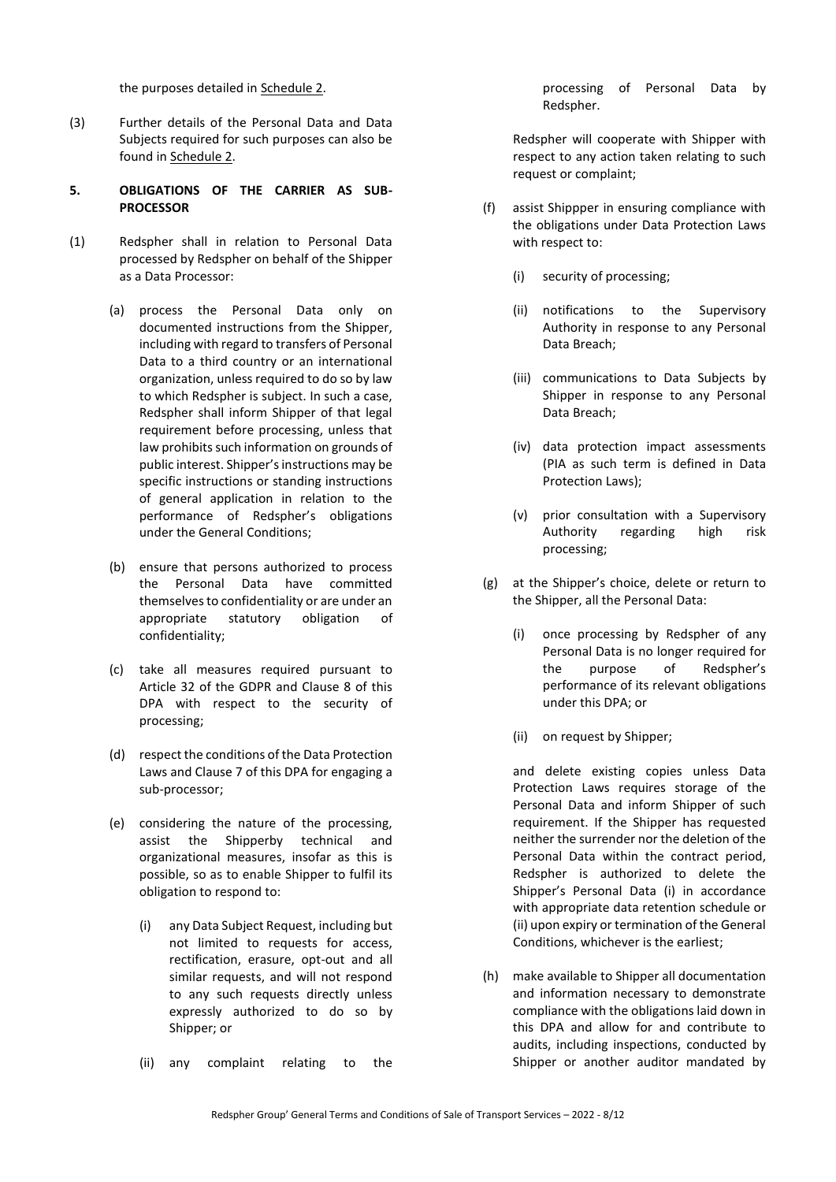the purposes detailed in Schedule 2.

(3) Further details of the Personal Data and Data Subjects required for such purposes can also be found in Schedule 2.

**5. OBLIGATIONS OF THE CARRIER AS SUB-PROCESSOR**

(1) Redspher shall in relation to Personal Data processed by Redspher on behalf of the Shipper as a Data Processor:

(a) process the Personal Data only on documented instructions from the Shipper, including with regard to transfers of Personal Data to a third country or an international organization, unless required to do so by law to which Redspher is subject. In such a case, Redspher shall inform Shipper of that legal requirement before processing, unless that law prohibits such information on grounds of public interest. Shipper's instructions may be specific instructions or standing instructions of general application in relation to the performance of Redspher's obligations under the General Conditions;

(b) ensure that persons authorized to process the Personal Data have committed themselves to confidentiality or are under an appropriate statutory obligation of confidentiality;

(c) take all measures required pursuant to Article 32 of the GDPR and Clause 8 of this DPA with respect to the security of processing;

(d) respect the conditions of the Data Protection Laws and Clause 7 of this DPA for engaging a sub-processor;

(e) considering the nature of the processing, assist the Shipperby technical and organizational measures, insofar as this is possible, so as to enable Shipper to fulfil its obligation to respond to:

(i) any Data Subject Request, including but not limited to requests for access, rectification, erasure, opt-out and all similar requests, and will not respond to any such requests directly unless expressly authorized to do so by Shipper; or

(ii) any complaint relating to the processing of Personal Data by Redspher.

Redspher will cooperate with Shipper with respect to any action taken relating to such request or complaint;

(f) assist Shippper in ensuring compliance with the obligations under Data Protection Laws with respect to:

(i) security of processing;

(ii) notifications to the Supervisory Authority in response to any Personal Data Breach;

(iii) communications to Data Subjects by Shipper in response to any Personal Data Breach;

(iv) data protection impact assessments (PIA as such term is defined in Data Protection Laws);

(v) prior consultation with a Supervisory Authority regarding high risk processing;

(g) at the Shipper's choice, delete or return to the Shipper, all the Personal Data:

(i) once processing by Redspher of any Personal Data is no longer required for the purpose of Redspher's performance of its relevant obligations under this DPA; or

(ii) on request by Shipper;

and delete existing copies unless Data Protection Laws requires storage of the Personal Data and inform Shipper of such requirement. If the Shipper has requested neither the surrender nor the deletion of the Personal Data within the contract period, Redspher is authorized to delete the Shipper's Personal Data (i) in accordance with appropriate data retention schedule or (ii) upon expiry or termination of the General Conditions, whichever is the earliest;

(h) make available to Shipper all documentation and information necessary to demonstrate compliance with the obligations laid down in this DPA and allow for and contribute to audits, including inspections, conducted by Shipper or another auditor mandated by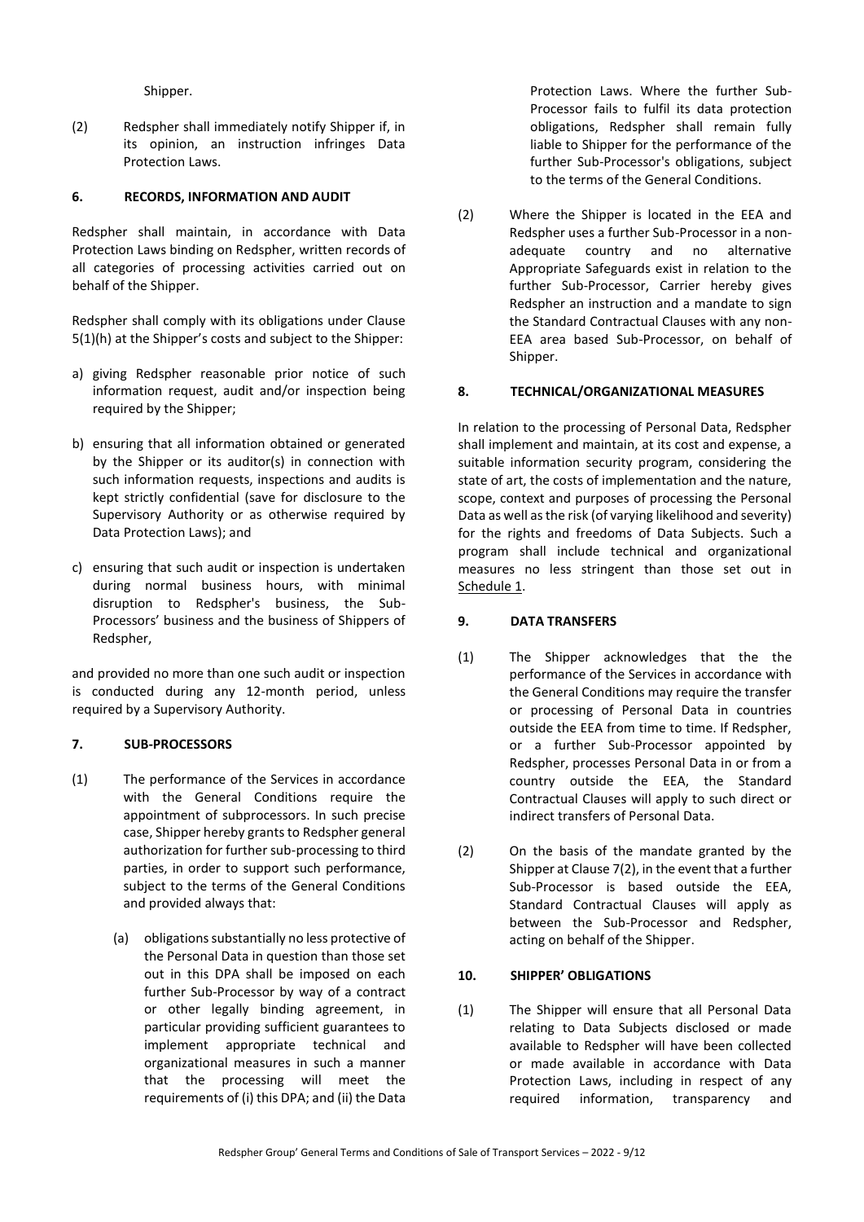Shipper.

(2) Redspher shall immediately notify Shipper if, in its opinion, an instruction infringes Data Protection Laws.

### 6. RECORDS, INFORMATION AND AUDIT

Redspher shall maintain, in accordance with Data Protection Laws binding on Redspher, written records of all categories of processing activities carried out on behalf of the Shipper.

Redspher shall comply with its obligations under Clause 5(1)(h) at the Shipper's costs and subject to the Shipper:

a) giving Redspher reasonable prior notice of such information request, audit and/or inspection being required by the Shipper;

b) ensuring that all information obtained or generated by the Shipper or its auditor(s) in connection with such information requests, inspections and audits is kept strictly confidential (save for disclosure to the Supervisory Authority or as otherwise required by Data Protection Laws); and

c) ensuring that such audit or inspection is undertaken during normal business hours, with minimal disruption to Redspher's business, the Sub-Processors' business and the business of Shippers of Redspher,

and provided no more than one such audit or inspection is conducted during any 12-month period, unless required by a Supervisory Authority.

### 7. SUB-PROCESSORS

(1) The performance of the Services in accordance with the General Conditions require the appointment of subprocessors. In such precise case, Shipper hereby grants to Redspher general authorization for further sub-processing to third parties, in order to support such performance, subject to the terms of the General Conditions and provided always that:

   (a) obligations substantially no less protective of the Personal Data in question than those set out in this DPA shall be imposed on each further Sub-Processor by way of a contract or other legally binding agreement, in particular providing sufficient guarantees to implement appropriate technical and organizational measures in such a manner that the processing will meet the requirements of (i) this DPA; and (ii) the Data Protection Laws. Where the further Sub-Processor fails to fulfil its data protection obligations, Redspher shall remain fully liable to Shipper for the performance of the further Sub-Processor's obligations, subject to the terms of the General Conditions.

(2) Where the Shipper is located in the EEA and Redspher uses a further Sub-Processor in a non-adequate country and no alternative Appropriate Safeguards exist in relation to the further Sub-Processor, Carrier hereby gives Redspher an instruction and a mandate to sign the Standard Contractual Clauses with any non-EEA area based Sub-Processor, on behalf of Shipper.

### 8. TECHNICAL/ORGANIZATIONAL MEASURES

In relation to the processing of Personal Data, Redspher shall implement and maintain, at its cost and expense, a suitable information security program, considering the state of art, the costs of implementation and the nature, scope, context and purposes of processing the Personal Data as well as the risk (of varying likelihood and severity) for the rights and freedoms of Data Subjects. Such a program shall include technical and organizational measures no less stringent than those set out in Schedule 1.

### 9. DATA TRANSFERS

(1) The Shipper acknowledges that the the performance of the Services in accordance with the General Conditions may require the transfer or processing of Personal Data in countries outside the EEA from time to time. If Redspher, or a further Sub-Processor appointed by Redspher, processes Personal Data in or from a country outside the EEA, the Standard Contractual Clauses will apply to such direct or indirect transfers of Personal Data.

(2) On the basis of the mandate granted by the Shipper at Clause 7(2), in the event that a further Sub-Processor is based outside the EEA, Standard Contractual Clauses will apply as between the Sub-Processor and Redspher, acting on behalf of the Shipper.

### 10. SHIPPER' OBLIGATIONS

(1) The Shipper will ensure that all Personal Data relating to Data Subjects disclosed or made available to Redspher will have been collected or made available in accordance with Data Protection Laws, including in respect of any required information, transparency and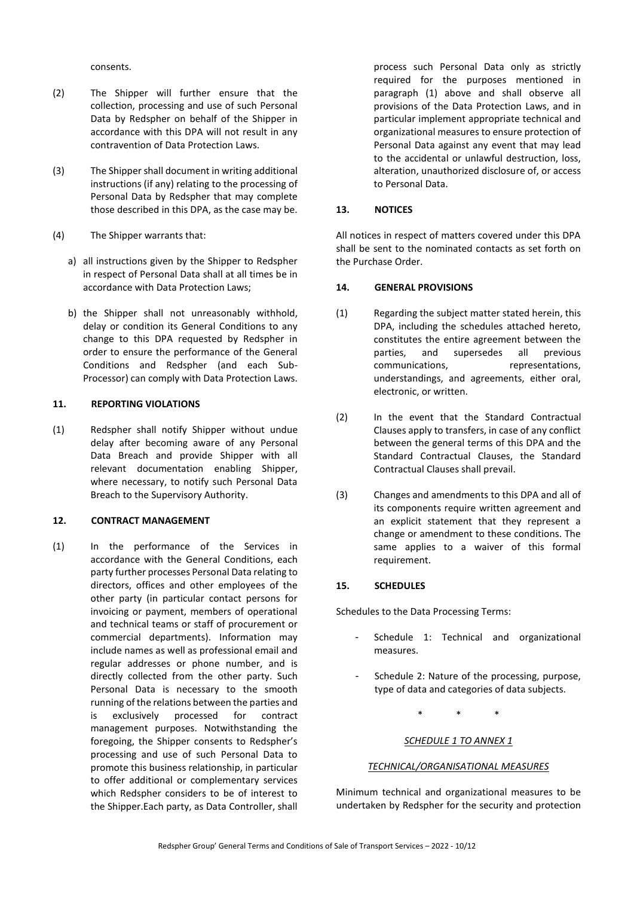consents.

(2) The Shipper will further ensure that the collection, processing and use of such Personal Data by Redspher on behalf of the Shipper in accordance with this DPA will not result in any contravention of Data Protection Laws.

(3) The Shipper shall document in writing additional instructions (if any) relating to the processing of Personal Data by Redspher that may complete those described in this DPA, as the case may be.

(4) The Shipper warrants that:

a) all instructions given by the Shipper to Redspher in respect of Personal Data shall at all times be in accordance with Data Protection Laws;

b) the Shipper shall not unreasonably withhold, delay or condition its General Conditions to any change to this DPA requested by Redspher in order to ensure the performance of the General Conditions and Redspher (and each Sub-Processor) can comply with Data Protection Laws.

### 11. REPORTING VIOLATIONS

(1) Redspher shall notify Shipper without undue delay after becoming aware of any Personal Data Breach and provide Shipper with all relevant documentation enabling Shipper, where necessary, to notify such Personal Data Breach to the Supervisory Authority.

### 12. CONTRACT MANAGEMENT

(1) In the performance of the Services in accordance with the General Conditions, each party further processes Personal Data relating to directors, offices and other employees of the other party (in particular contact persons for invoicing or payment, members of operational and technical teams or staff of procurement or commercial departments). Information may include names as well as professional email and regular addresses or phone number, and is directly collected from the other party. Such Personal Data is necessary to the smooth running of the relations between the parties and is exclusively processed for contract management purposes. Notwithstanding the foregoing, the Shipper consents to Redspher's processing and use of such Personal Data to promote this business relationship, in particular to offer additional or complementary services which Redspher considers to be of interest to the Shipper.Each party, as Data Controller, shall process such Personal Data only as strictly required for the purposes mentioned in paragraph (1) above and shall observe all provisions of the Data Protection Laws, and in particular implement appropriate technical and organizational measures to ensure protection of Personal Data against any event that may lead to the accidental or unlawful destruction, loss, alteration, unauthorized disclosure of, or access to Personal Data.

### 13. NOTICES

All notices in respect of matters covered under this DPA shall be sent to the nominated contacts as set forth on the Purchase Order.

### 14. GENERAL PROVISIONS

(1) Regarding the subject matter stated herein, this DPA, including the schedules attached hereto, constitutes the entire agreement between the parties, and supersedes all previous communications, representations, understandings, and agreements, either oral, electronic, or written.

(2) In the event that the Standard Contractual Clauses apply to transfers, in case of any conflict between the general terms of this DPA and the Standard Contractual Clauses, the Standard Contractual Clauses shall prevail.

(3) Changes and amendments to this DPA and all of its components require written agreement and an explicit statement that they represent a change or amendment to these conditions. The same applies to a waiver of this formal requirement.

### 15. SCHEDULES

Schedules to the Data Processing Terms:

- Schedule 1: Technical and organizational measures.
- Schedule 2: Nature of the processing, purpose, type of data and categories of data subjects.

\* \* \*

*SCHEDULE 1 TO ANNEX 1*

*TECHNICAL/ORGANISATIONAL MEASURES*

Minimum technical and organizational measures to be undertaken by Redspher for the security and protection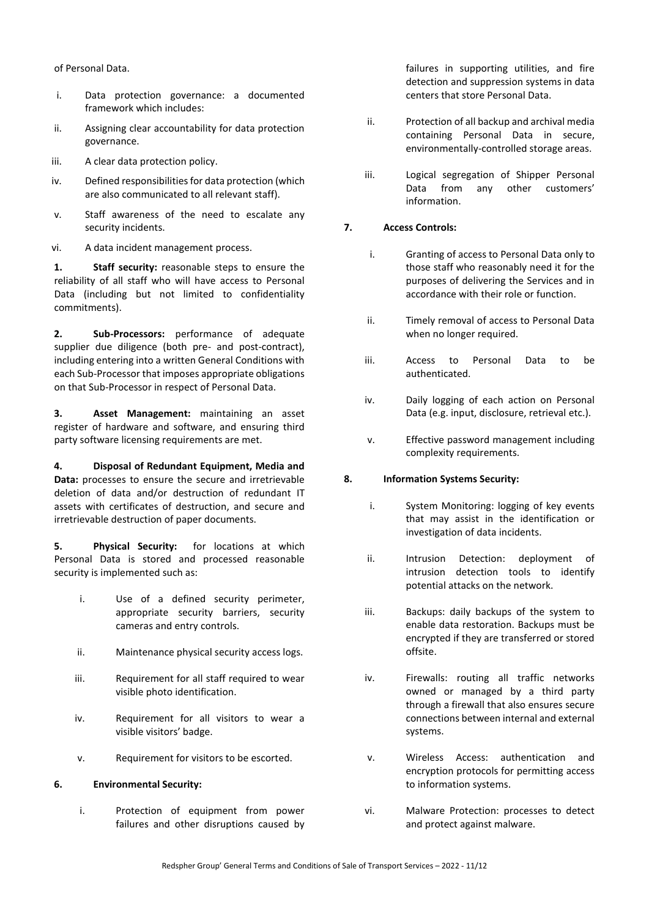of Personal Data.

i. Data protection governance: a documented framework which includes:

ii. Assigning clear accountability for data protection governance.

iii. A clear data protection policy.

iv. Defined responsibilities for data protection (which are also communicated to all relevant staff).

v. Staff awareness of the need to escalate any security incidents.

vi. A data incident management process.

**1. Staff security:** reasonable steps to ensure the reliability of all staff who will have access to Personal Data (including but not limited to confidentiality commitments).

**2. Sub-Processors:** performance of adequate supplier due diligence (both pre- and post-contract), including entering into a written General Conditions with each Sub-Processor that imposes appropriate obligations on that Sub-Processor in respect of Personal Data.

**3. Asset Management:** maintaining an asset register of hardware and software, and ensuring third party software licensing requirements are met.

**4. Disposal of Redundant Equipment, Media and Data:** processes to ensure the secure and irretrievable deletion of data and/or destruction of redundant IT assets with certificates of destruction, and secure and irretrievable destruction of paper documents.

**5. Physical Security:** for locations at which Personal Data is stored and processed reasonable security is implemented such as:

i. Use of a defined security perimeter, appropriate security barriers, security cameras and entry controls.

ii. Maintenance physical security access logs.

iii. Requirement for all staff required to wear visible photo identification.

iv. Requirement for all visitors to wear a visible visitors' badge.

v. Requirement for visitors to be escorted.

**6. Environmental Security:**

i. Protection of equipment from power failures and other disruptions caused by failures in supporting utilities, and fire detection and suppression systems in data centers that store Personal Data.

ii. Protection of all backup and archival media containing Personal Data in secure, environmentally-controlled storage areas.

iii. Logical segregation of Shipper Personal Data from any other customers' information.

**7. Access Controls:**

i. Granting of access to Personal Data only to those staff who reasonably need it for the purposes of delivering the Services and in accordance with their role or function.

ii. Timely removal of access to Personal Data when no longer required.

iii. Access to Personal Data to be authenticated.

iv. Daily logging of each action on Personal Data (e.g. input, disclosure, retrieval etc.).

v. Effective password management including complexity requirements.

**8. Information Systems Security:**

i. System Monitoring: logging of key events that may assist in the identification or investigation of data incidents.

ii. Intrusion Detection: deployment of intrusion detection tools to identify potential attacks on the network.

iii. Backups: daily backups of the system to enable data restoration. Backups must be encrypted if they are transferred or stored offsite.

iv. Firewalls: routing all traffic networks owned or managed by a third party through a firewall that also ensures secure connections between internal and external systems.

v. Wireless Access: authentication and encryption protocols for permitting access to information systems.

vi. Malware Protection: processes to detect and protect against malware.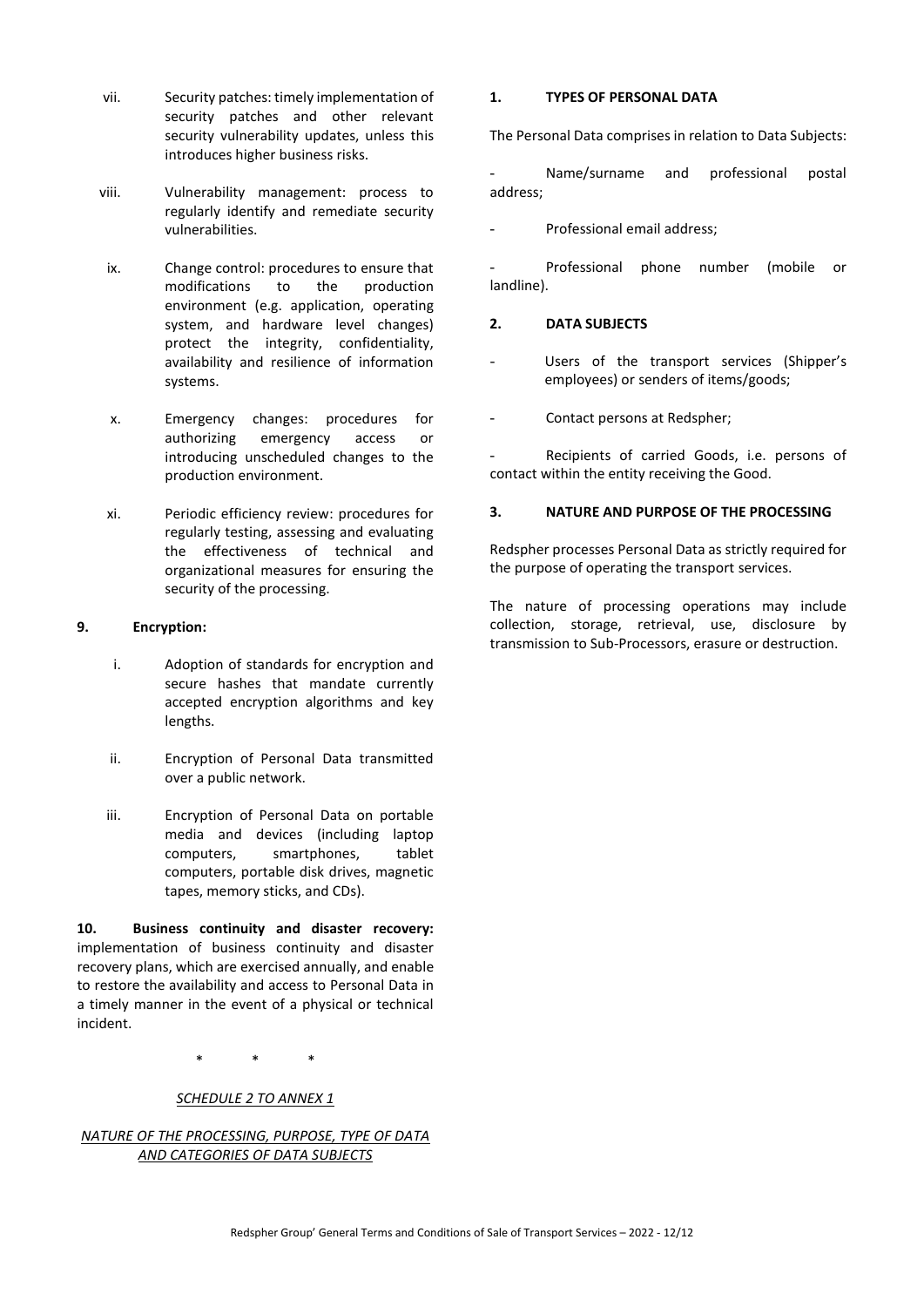vii. Security patches: timely implementation of security patches and other relevant security vulnerability updates, unless this introduces higher business risks.

viii. Vulnerability management: process to regularly identify and remediate security vulnerabilities.

ix. Change control: procedures to ensure that modifications to the production environment (e.g. application, operating system, and hardware level changes) protect the integrity, confidentiality, availability and resilience of information systems.

x. Emergency changes: procedures for authorizing emergency access or introducing unscheduled changes to the production environment.

xi. Periodic efficiency review: procedures for regularly testing, assessing and evaluating the effectiveness of technical and organizational measures for ensuring the security of the processing.

**9. Encryption:**

i. Adoption of standards for encryption and secure hashes that mandate currently accepted encryption algorithms and key lengths.

ii. Encryption of Personal Data transmitted over a public network.

iii. Encryption of Personal Data on portable media and devices (including laptop computers, smartphones, tablet computers, portable disk drives, magnetic tapes, memory sticks, and CDs).

**10. Business continuity and disaster recovery:** implementation of business continuity and disaster recovery plans, which are exercised annually, and enable to restore the availability and access to Personal Data in a timely manner in the event of a physical or technical incident.

\* \* \*

*SCHEDULE 2 TO ANNEX 1*

*NATURE OF THE PROCESSING, PURPOSE, TYPE OF DATA AND CATEGORIES OF DATA SUBJECTS*

**1. TYPES OF PERSONAL DATA**

The Personal Data comprises in relation to Data Subjects:

- Name/surname and professional postal address;
- Professional email address;
- Professional phone number (mobile or landline).

**2. DATA SUBJECTS**

- Users of the transport services (Shipper's employees) or senders of items/goods;
- Contact persons at Redspher;
- Recipients of carried Goods, i.e. persons of contact within the entity receiving the Good.

**3. NATURE AND PURPOSE OF THE PROCESSING**

Redspher processes Personal Data as strictly required for the purpose of operating the transport services.

The nature of processing operations may include collection, storage, retrieval, use, disclosure by transmission to Sub-Processors, erasure or destruction.